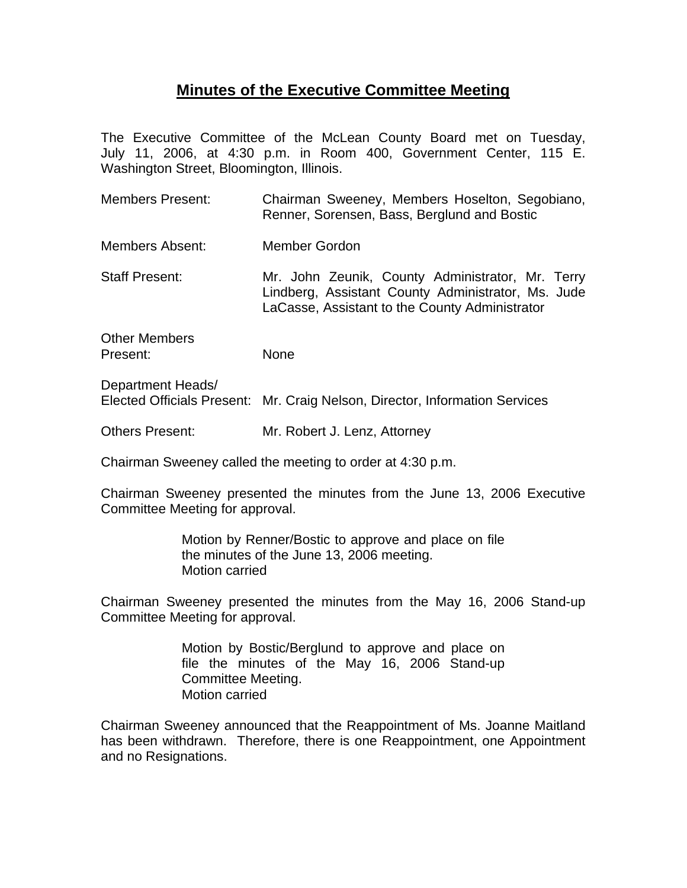# Minutes of the Executive Committee Meeting

The Executive Committee of the McLean County Board met on Tuesday, July 11, 2006, at 4:30 p.m. in Room 400, Government Center, 115 E. Washington Street, Bloomington, Illinois.

| | |
|---|---|
| Members Present: | Chairman Sweeney, Members Hoselton, Segobiano, Renner, Sorensen, Bass, Berglund and Bostic |
| Members Absent: | Member Gordon |
| Staff Present: | Mr. John Zeunik, County Administrator, Mr. Terry Lindberg, Assistant County Administrator, Ms. Jude LaCasse, Assistant to the County Administrator |
| Other Members Present: | None |
| Department Heads/ Elected Officials Present: | Mr. Craig Nelson, Director, Information Services |
| Others Present: | Mr. Robert J. Lenz, Attorney |

Chairman Sweeney called the meeting to order at 4:30 p.m.

Chairman Sweeney presented the minutes from the June 13, 2006 Executive Committee Meeting for approval.

> Motion by Renner/Bostic to approve and place on file the minutes of the June 13, 2006 meeting.
> Motion carried

Chairman Sweeney presented the minutes from the May 16, 2006 Stand-up Committee Meeting for approval.

> Motion by Bostic/Berglund to approve and place on file the minutes of the May 16, 2006 Stand-up Committee Meeting.
> Motion carried

Chairman Sweeney announced that the Reappointment of Ms. Joanne Maitland has been withdrawn. Therefore, there is one Reappointment, one Appointment and no Resignations.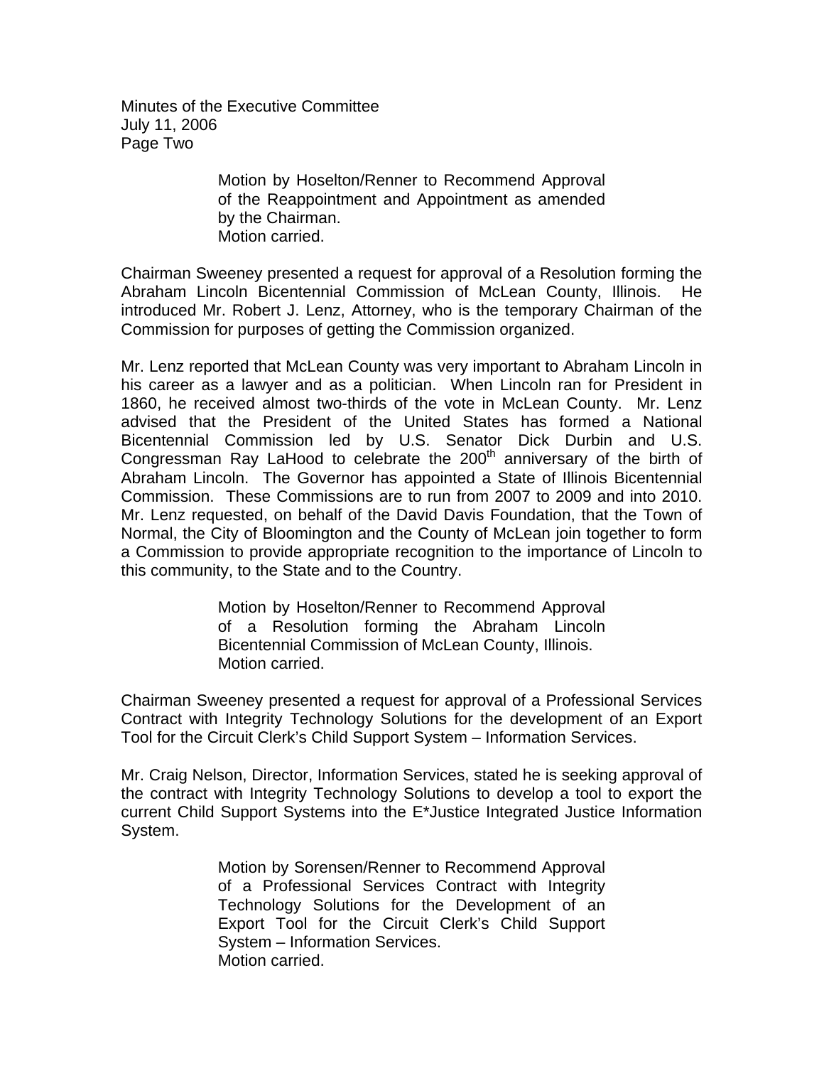Motion by Hoselton/Renner to Recommend Approval of the Reappointment and Appointment as amended by the Chairman.
Motion carried.

Chairman Sweeney presented a request for approval of a Resolution forming the Abraham Lincoln Bicentennial Commission of McLean County, Illinois. He introduced Mr. Robert J. Lenz, Attorney, who is the temporary Chairman of the Commission for purposes of getting the Commission organized.

Mr. Lenz reported that McLean County was very important to Abraham Lincoln in his career as a lawyer and as a politician. When Lincoln ran for President in 1860, he received almost two-thirds of the vote in McLean County. Mr. Lenz advised that the President of the United States has formed a National Bicentennial Commission led by U.S. Senator Dick Durbin and U.S. Congressman Ray LaHood to celebrate the 200th anniversary of the birth of Abraham Lincoln. The Governor has appointed a State of Illinois Bicentennial Commission. These Commissions are to run from 2007 to 2009 and into 2010. Mr. Lenz requested, on behalf of the David Davis Foundation, that the Town of Normal, the City of Bloomington and the County of McLean join together to form a Commission to provide appropriate recognition to the importance of Lincoln to this community, to the State and to the Country.

Motion by Hoselton/Renner to Recommend Approval of a Resolution forming the Abraham Lincoln Bicentennial Commission of McLean County, Illinois.
Motion carried.

Chairman Sweeney presented a request for approval of a Professional Services Contract with Integrity Technology Solutions for the development of an Export Tool for the Circuit Clerk's Child Support System – Information Services.

Mr. Craig Nelson, Director, Information Services, stated he is seeking approval of the contract with Integrity Technology Solutions to develop a tool to export the current Child Support Systems into the E*Justice Integrated Justice Information System.

Motion by Sorensen/Renner to Recommend Approval of a Professional Services Contract with Integrity Technology Solutions for the Development of an Export Tool for the Circuit Clerk's Child Support System – Information Services.
Motion carried.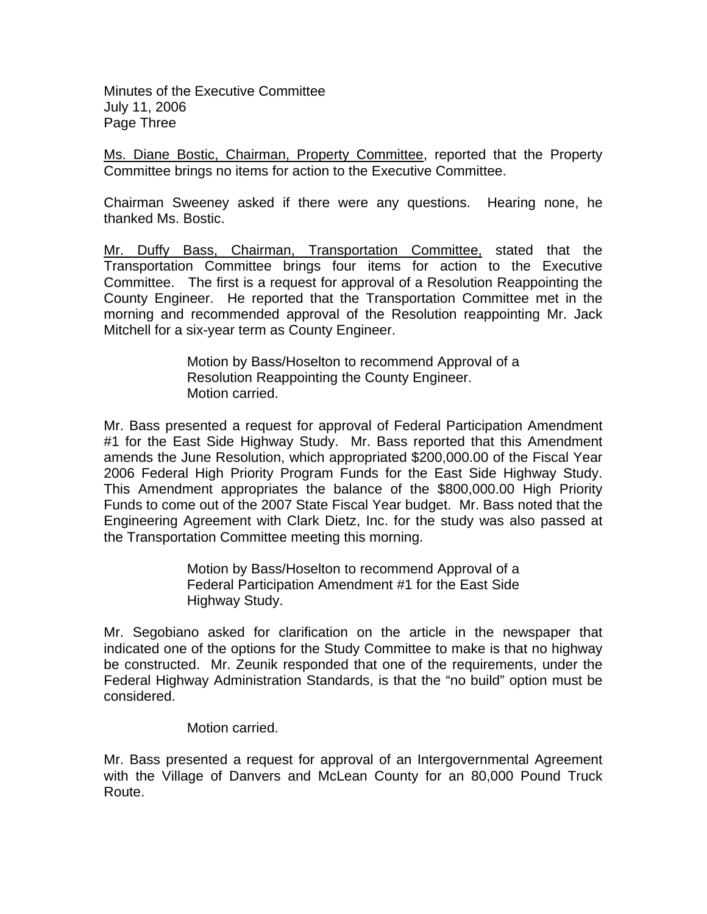Ms. Diane Bostic, Chairman, Property Committee, reported that the Property Committee brings no items for action to the Executive Committee.

Chairman Sweeney asked if there were any questions. Hearing none, he thanked Ms. Bostic.

Mr. Duffy Bass, Chairman, Transportation Committee, stated that the Transportation Committee brings four items for action to the Executive Committee. The first is a request for approval of a Resolution Reappointing the County Engineer. He reported that the Transportation Committee met in the morning and recommended approval of the Resolution reappointing Mr. Jack Mitchell for a six-year term as County Engineer.

> Motion by Bass/Hoselton to recommend Approval of a Resolution Reappointing the County Engineer.
> Motion carried.

Mr. Bass presented a request for approval of Federal Participation Amendment #1 for the East Side Highway Study. Mr. Bass reported that this Amendment amends the June Resolution, which appropriated $200,000.00 of the Fiscal Year 2006 Federal High Priority Program Funds for the East Side Highway Study. This Amendment appropriates the balance of the $800,000.00 High Priority Funds to come out of the 2007 State Fiscal Year budget. Mr. Bass noted that the Engineering Agreement with Clark Dietz, Inc. for the study was also passed at the Transportation Committee meeting this morning.

> Motion by Bass/Hoselton to recommend Approval of a Federal Participation Amendment #1 for the East Side Highway Study.

Mr. Segobiano asked for clarification on the article in the newspaper that indicated one of the options for the Study Committee to make is that no highway be constructed. Mr. Zeunik responded that one of the requirements, under the Federal Highway Administration Standards, is that the "no build" option must be considered.

> Motion carried.

Mr. Bass presented a request for approval of an Intergovernmental Agreement with the Village of Danvers and McLean County for an 80,000 Pound Truck Route.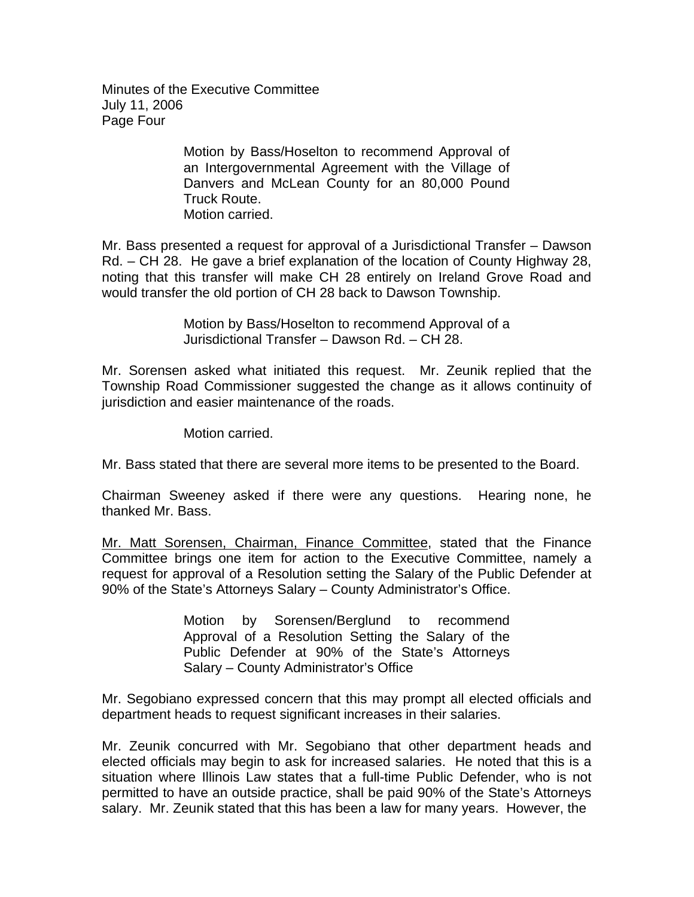Motion by Bass/Hoselton to recommend Approval of an Intergovernmental Agreement with the Village of Danvers and McLean County for an 80,000 Pound Truck Route.
Motion carried.

Mr. Bass presented a request for approval of a Jurisdictional Transfer – Dawson Rd. – CH 28. He gave a brief explanation of the location of County Highway 28, noting that this transfer will make CH 28 entirely on Ireland Grove Road and would transfer the old portion of CH 28 back to Dawson Township.

Motion by Bass/Hoselton to recommend Approval of a Jurisdictional Transfer – Dawson Rd. – CH 28.

Mr. Sorensen asked what initiated this request. Mr. Zeunik replied that the Township Road Commissioner suggested the change as it allows continuity of jurisdiction and easier maintenance of the roads.

Motion carried.

Mr. Bass stated that there are several more items to be presented to the Board.

Chairman Sweeney asked if there were any questions. Hearing none, he thanked Mr. Bass.

Mr. Matt Sorensen, Chairman, Finance Committee, stated that the Finance Committee brings one item for action to the Executive Committee, namely a request for approval of a Resolution setting the Salary of the Public Defender at 90% of the State's Attorneys Salary – County Administrator's Office.

Motion by Sorensen/Berglund to recommend Approval of a Resolution Setting the Salary of the Public Defender at 90% of the State's Attorneys Salary – County Administrator's Office

Mr. Segobiano expressed concern that this may prompt all elected officials and department heads to request significant increases in their salaries.

Mr. Zeunik concurred with Mr. Segobiano that other department heads and elected officials may begin to ask for increased salaries. He noted that this is a situation where Illinois Law states that a full-time Public Defender, who is not permitted to have an outside practice, shall be paid 90% of the State's Attorneys salary. Mr. Zeunik stated that this has been a law for many years. However, the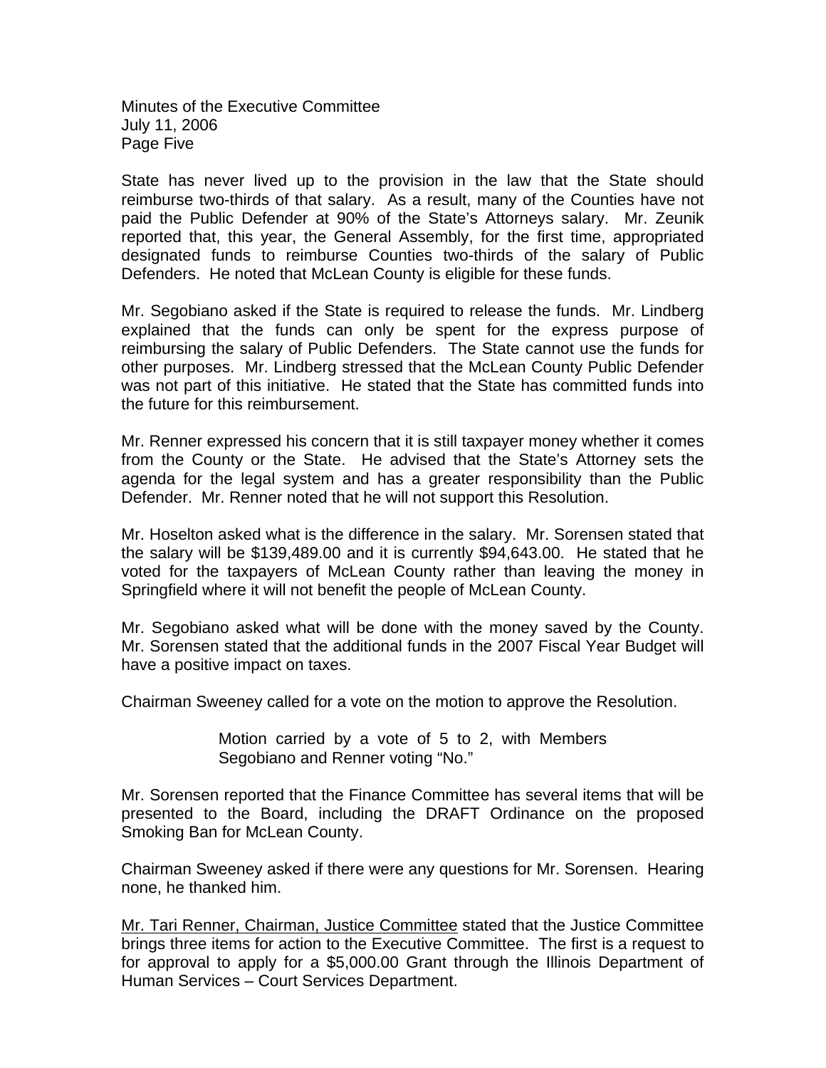State has never lived up to the provision in the law that the State should reimburse two-thirds of that salary. As a result, many of the Counties have not paid the Public Defender at 90% of the State's Attorneys salary. Mr. Zeunik reported that, this year, the General Assembly, for the first time, appropriated designated funds to reimburse Counties two-thirds of the salary of Public Defenders. He noted that McLean County is eligible for these funds.

Mr. Segobiano asked if the State is required to release the funds. Mr. Lindberg explained that the funds can only be spent for the express purpose of reimbursing the salary of Public Defenders. The State cannot use the funds for other purposes. Mr. Lindberg stressed that the McLean County Public Defender was not part of this initiative. He stated that the State has committed funds into the future for this reimbursement.

Mr. Renner expressed his concern that it is still taxpayer money whether it comes from the County or the State. He advised that the State's Attorney sets the agenda for the legal system and has a greater responsibility than the Public Defender. Mr. Renner noted that he will not support this Resolution.

Mr. Hoselton asked what is the difference in the salary. Mr. Sorensen stated that the salary will be $139,489.00 and it is currently $94,643.00. He stated that he voted for the taxpayers of McLean County rather than leaving the money in Springfield where it will not benefit the people of McLean County.

Mr. Segobiano asked what will be done with the money saved by the County. Mr. Sorensen stated that the additional funds in the 2007 Fiscal Year Budget will have a positive impact on taxes.

Chairman Sweeney called for a vote on the motion to approve the Resolution.

> Motion carried by a vote of 5 to 2, with Members Segobiano and Renner voting "No."

Mr. Sorensen reported that the Finance Committee has several items that will be presented to the Board, including the DRAFT Ordinance on the proposed Smoking Ban for McLean County.

Chairman Sweeney asked if there were any questions for Mr. Sorensen. Hearing none, he thanked him.

<u>Mr. Tari Renner, Chairman, Justice Committee</u> stated that the Justice Committee brings three items for action to the Executive Committee. The first is a request to for approval to apply for a $5,000.00 Grant through the Illinois Department of Human Services – Court Services Department.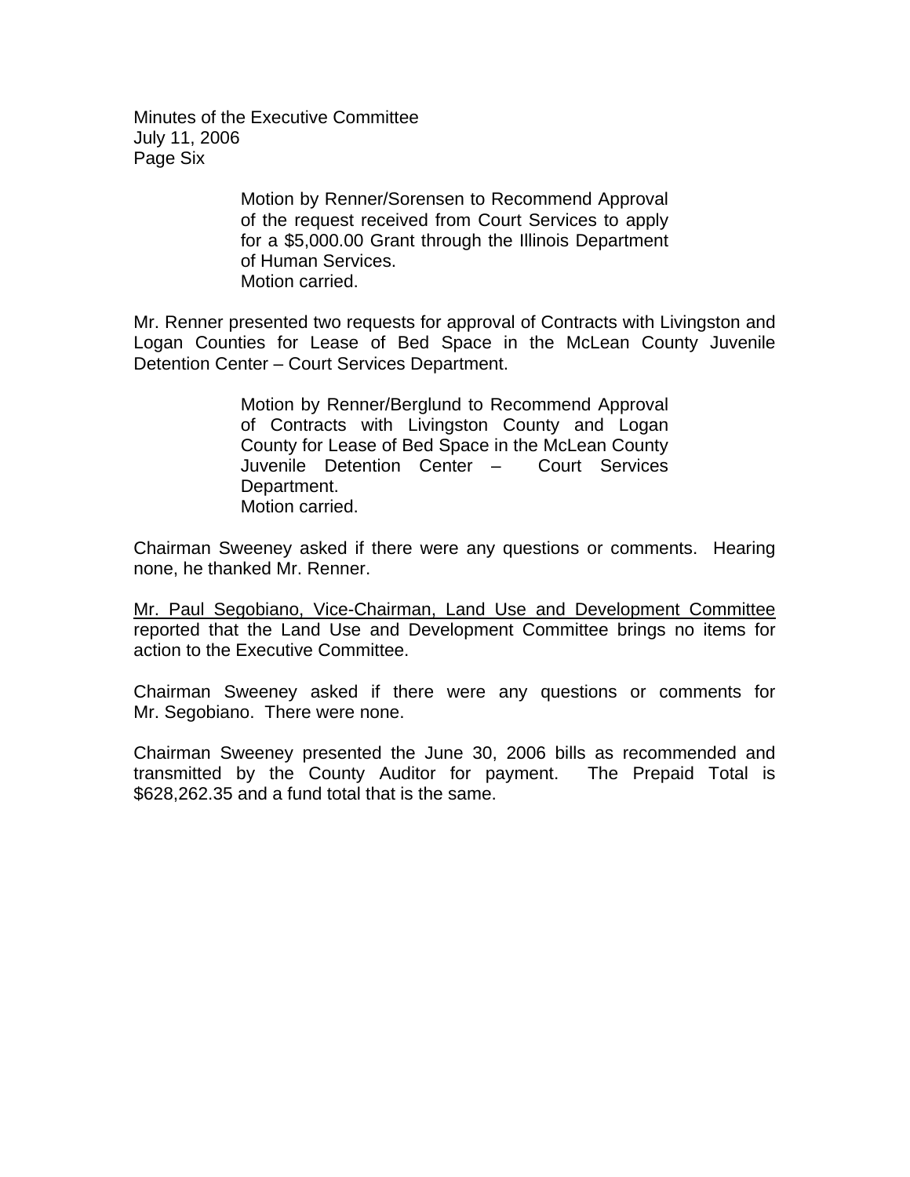> Motion by Renner/Sorensen to Recommend Approval of the request received from Court Services to apply for a $5,000.00 Grant through the Illinois Department of Human Services.
> Motion carried.

Mr. Renner presented two requests for approval of Contracts with Livingston and Logan Counties for Lease of Bed Space in the McLean County Juvenile Detention Center – Court Services Department.

> Motion by Renner/Berglund to Recommend Approval of Contracts with Livingston County and Logan County for Lease of Bed Space in the McLean County Juvenile Detention Center – Court Services Department.
> Motion carried.

Chairman Sweeney asked if there were any questions or comments. Hearing none, he thanked Mr. Renner.

<u>Mr. Paul Segobiano, Vice-Chairman, Land Use and Development Committee</u> reported that the Land Use and Development Committee brings no items for action to the Executive Committee.

Chairman Sweeney asked if there were any questions or comments for Mr. Segobiano. There were none.

Chairman Sweeney presented the June 30, 2006 bills as recommended and transmitted by the County Auditor for payment. The Prepaid Total is $628,262.35 and a fund total that is the same.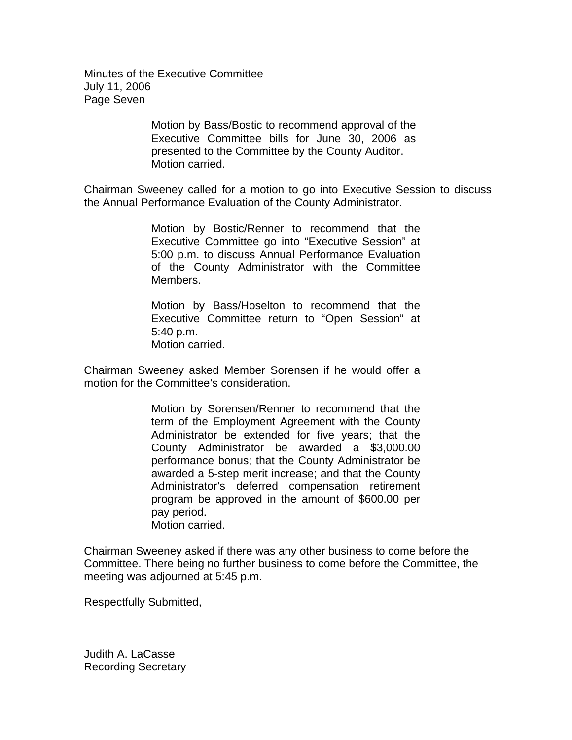Motion by Bass/Bostic to recommend approval of the Executive Committee bills for June 30, 2006 as presented to the Committee by the County Auditor.
Motion carried.

Chairman Sweeney called for a motion to go into Executive Session to discuss the Annual Performance Evaluation of the County Administrator.

Motion by Bostic/Renner to recommend that the Executive Committee go into "Executive Session" at 5:00 p.m. to discuss Annual Performance Evaluation of the County Administrator with the Committee Members.

Motion by Bass/Hoselton to recommend that the Executive Committee return to "Open Session" at 5:40 p.m.
Motion carried.

Chairman Sweeney asked Member Sorensen if he would offer a motion for the Committee's consideration.

Motion by Sorensen/Renner to recommend that the term of the Employment Agreement with the County Administrator be extended for five years; that the County Administrator be awarded a $3,000.00 performance bonus; that the County Administrator be awarded a 5-step merit increase; and that the County Administrator's deferred compensation retirement program be approved in the amount of $600.00 per pay period.
Motion carried.

Chairman Sweeney asked if there was any other business to come before the Committee. There being no further business to come before the Committee, the meeting was adjourned at 5:45 p.m.

Respectfully Submitted,

Judith A. LaCasse
Recording Secretary